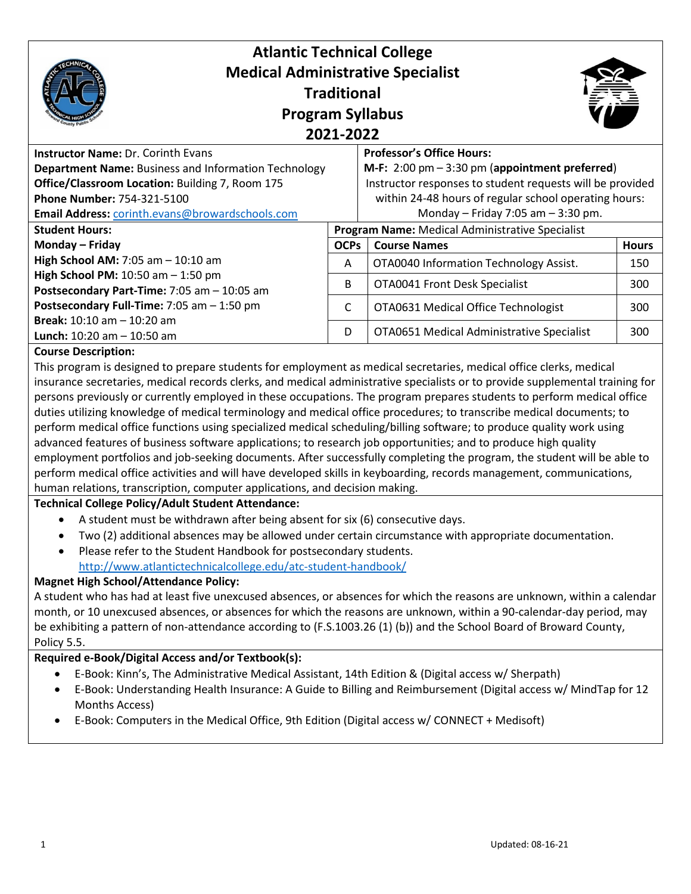# Atlantic Technical College
## Medical Administrative Specialist
## Traditional
## Program Syllabus
## 2021-2022

**Instructor Name:** Dr. Corinth Evans
**Department Name:** Business and Information Technology
**Office/Classroom Location:** Building 7, Room 175
**Phone Number:** 754-321-5100
**Email Address:** corinth.evans@browardschools.com

**Professor's Office Hours:**
**M-F:** 2:00 pm – 3:30 pm (**appointment preferred**)
Instructor responses to student requests will be provided within 24-48 hours of regular school operating hours: Monday – Friday 7:05 am – 3:30 pm.

**Student Hours:**
**Monday – Friday**
**High School AM:** 7:05 am – 10:10 am
**High School PM:** 10:50 am – 1:50 pm
**Postsecondary Part-Time:** 7:05 am – 10:05 am
**Postsecondary Full-Time:** 7:05 am – 1:50 pm
**Break:** 10:10 am – 10:20 am
**Lunch:** 10:20 am – 10:50 am

**Program Name:** Medical Administrative Specialist

| OCPs | Course Names | Hours |
|---|---|---|
| A | OTA0040 Information Technology Assist. | 150 |
| B | OTA0041 Front Desk Specialist | 300 |
| C | OTA0631 Medical Office Technologist | 300 |
| D | OTA0651 Medical Administrative Specialist | 300 |

**Course Description:**
This program is designed to prepare students for employment as medical secretaries, medical office clerks, medical insurance secretaries, medical records clerks, and medical administrative specialists or to provide supplemental training for persons previously or currently employed in these occupations. The program prepares students to perform medical office duties utilizing knowledge of medical terminology and medical office procedures; to transcribe medical documents; to perform medical office functions using specialized medical scheduling/billing software; to produce quality work using advanced features of business software applications; to research job opportunities; and to produce high quality employment portfolios and job-seeking documents. After successfully completing the program, the student will be able to perform medical office activities and will have developed skills in keyboarding, records management, communications, human relations, transcription, computer applications, and decision making.

**Technical College Policy/Adult Student Attendance:**
- A student must be withdrawn after being absent for six (6) consecutive days.
- Two (2) additional absences may be allowed under certain circumstance with appropriate documentation.
- Please refer to the Student Handbook for postsecondary students. http://www.atlantictechnicalcollege.edu/atc-student-handbook/

**Magnet High School/Attendance Policy:**
A student who has had at least five unexcused absences, or absences for which the reasons are unknown, within a calendar month, or 10 unexcused absences, or absences for which the reasons are unknown, within a 90-calendar-day period, may be exhibiting a pattern of non-attendance according to (F.S.1003.26 (1) (b)) and the School Board of Broward County, Policy 5.5.

**Required e-Book/Digital Access and/or Textbook(s):**
- E-Book: Kinn's, The Administrative Medical Assistant, 14th Edition & (Digital access w/ Sherpath)
- E-Book: Understanding Health Insurance: A Guide to Billing and Reimbursement (Digital access w/ MindTap for 12 Months Access)
- E-Book: Computers in the Medical Office, 9th Edition (Digital access w/ CONNECT + Medisoft)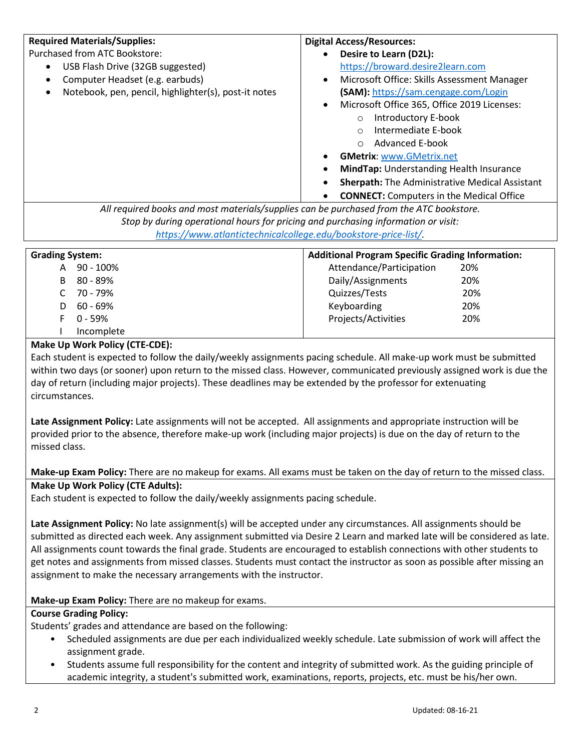**Required Materials/Supplies:**

Purchased from ATC Bookstore:

- USB Flash Drive (32GB suggested)
- Computer Headset (e.g. earbuds)
- Notebook, pen, pencil, highlighter(s), post-it notes

**Digital Access/Resources:**

- **Desire to Learn (D2L):** https://broward.desire2learn.com
- Microsoft Office: Skills Assessment Manager **(SAM):** https://sam.cengage.com/Login
- Microsoft Office 365, Office 2019 Licenses:
  - Introductory E-book
  - Intermediate E-book
  - Advanced E-book
- **GMetrix**: www.GMetrix.net
- **MindTap:** Understanding Health Insurance
- **Sherpath:** The Administrative Medical Assistant
- **CONNECT:** Computers in the Medical Office

*All required books and most materials/supplies can be purchased from the ATC bookstore. Stop by during operational hours for pricing and purchasing information or visit: https://www.atlantictechnicalcollege.edu/bookstore-price-list/.*

**Grading System:**

| Grade | Range |
|---|---|
| A | 90 - 100% |
| B | 80 - 89% |
| C | 70 - 79% |
| D | 60 - 69% |
| F | 0 - 59% |
| I | Incomplete |

**Additional Program Specific Grading Information:**

| Category | Weight |
|---|---|
| Attendance/Participation | 20% |
| Daily/Assignments | 20% |
| Quizzes/Tests | 20% |
| Keyboarding | 20% |
| Projects/Activities | 20% |

**Make Up Work Policy (CTE-CDE):**

Each student is expected to follow the daily/weekly assignments pacing schedule. All make-up work must be submitted within two days (or sooner) upon return to the missed class. However, communicated previously assigned work is due the day of return (including major projects). These deadlines may be extended by the professor for extenuating circumstances.

**Late Assignment Policy:** Late assignments will not be accepted. All assignments and appropriate instruction will be provided prior to the absence, therefore make-up work (including major projects) is due on the day of return to the missed class.

**Make-up Exam Policy:** There are no makeup for exams. All exams must be taken on the day of return to the missed class.

**Make Up Work Policy (CTE Adults):**

Each student is expected to follow the daily/weekly assignments pacing schedule.

**Late Assignment Policy:** No late assignment(s) will be accepted under any circumstances. All assignments should be submitted as directed each week. Any assignment submitted via Desire 2 Learn and marked late will be considered as late. All assignments count towards the final grade. Students are encouraged to establish connections with other students to get notes and assignments from missed classes. Students must contact the instructor as soon as possible after missing an assignment to make the necessary arrangements with the instructor.

**Make-up Exam Policy:** There are no makeup for exams.

**Course Grading Policy:**

Students' grades and attendance are based on the following:

- Scheduled assignments are due per each individualized weekly schedule. Late submission of work will affect the assignment grade.
- Students assume full responsibility for the content and integrity of submitted work. As the guiding principle of academic integrity, a student's submitted work, examinations, reports, projects, etc. must be his/her own.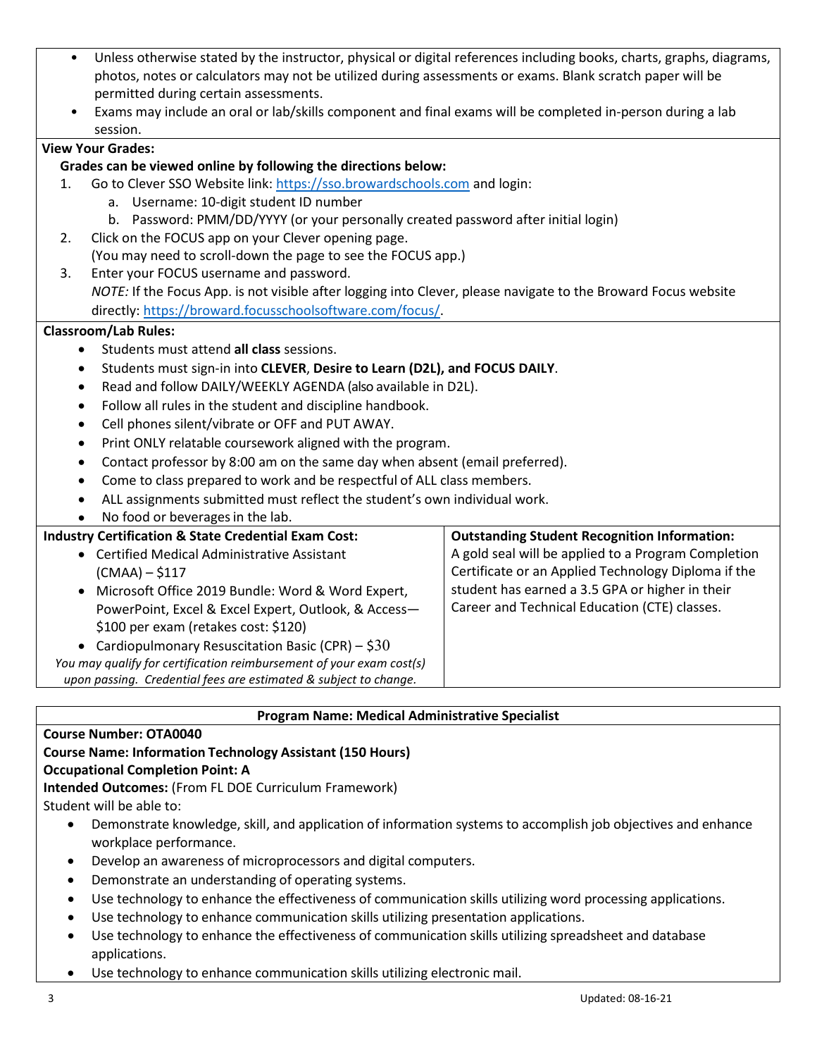- Unless otherwise stated by the instructor, physical or digital references including books, charts, graphs, diagrams, photos, notes or calculators may not be utilized during assessments or exams. Blank scratch paper will be permitted during certain assessments.
- Exams may include an oral or lab/skills component and final exams will be completed in-person during a lab session.

**View Your Grades:**

**Grades can be viewed online by following the directions below:**

1. Go to Clever SSO Website link: https://sso.browardschools.com and login:
   a. Username: 10-digit student ID number
   b. Password: PMM/DD/YYYY (or your personally created password after initial login)
2. Click on the FOCUS app on your Clever opening page.
   (You may need to scroll-down the page to see the FOCUS app.)
3. Enter your FOCUS username and password.
   *NOTE:* If the Focus App. is not visible after logging into Clever, please navigate to the Broward Focus website directly: https://broward.focusschoolsoftware.com/focus/.

**Classroom/Lab Rules:**

- Students must attend **all class** sessions.
- Students must sign-in into **CLEVER**, **Desire to Learn (D2L), and FOCUS DAILY**.
- Read and follow DAILY/WEEKLY AGENDA (also available in D2L).
- Follow all rules in the student and discipline handbook.
- Cell phones silent/vibrate or OFF and PUT AWAY.
- Print ONLY relatable coursework aligned with the program.
- Contact professor by 8:00 am on the same day when absent (email preferred).
- Come to class prepared to work and be respectful of ALL class members.
- ALL assignments submitted must reflect the student's own individual work.
- No food or beverages in the lab.

**Industry Certification & State Credential Exam Cost:**

- Certified Medical Administrative Assistant (CMAA) – $117
- Microsoft Office 2019 Bundle: Word & Word Expert, PowerPoint, Excel & Excel Expert, Outlook, & Access—$100 per exam (retakes cost: $120)
- Cardiopulmonary Resuscitation Basic (CPR) – $30

*You may qualify for certification reimbursement of your exam cost(s) upon passing. Credential fees are estimated & subject to change.*

**Outstanding Student Recognition Information:**

A gold seal will be applied to a Program Completion Certificate or an Applied Technology Diploma if the student has earned a 3.5 GPA or higher in their Career and Technical Education (CTE) classes.

**Program Name: Medical Administrative Specialist**

**Course Number: OTA0040**

**Course Name: Information Technology Assistant (150 Hours)**

**Occupational Completion Point: A**

**Intended Outcomes:** (From FL DOE Curriculum Framework)

Student will be able to:

- Demonstrate knowledge, skill, and application of information systems to accomplish job objectives and enhance workplace performance.
- Develop an awareness of microprocessors and digital computers.
- Demonstrate an understanding of operating systems.
- Use technology to enhance the effectiveness of communication skills utilizing word processing applications.
- Use technology to enhance communication skills utilizing presentation applications.
- Use technology to enhance the effectiveness of communication skills utilizing spreadsheet and database applications.
- Use technology to enhance communication skills utilizing electronic mail.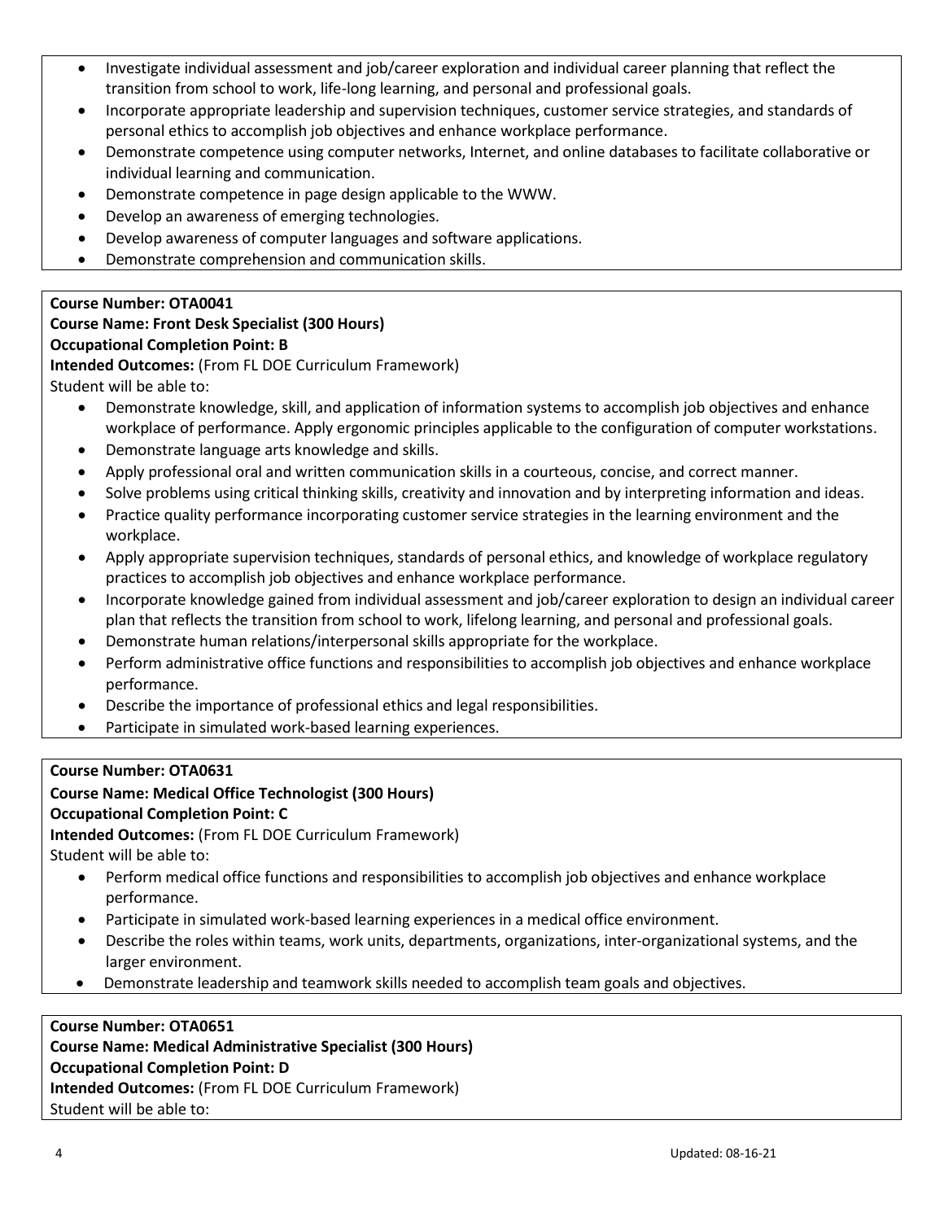- Investigate individual assessment and job/career exploration and individual career planning that reflect the transition from school to work, life-long learning, and personal and professional goals.
- Incorporate appropriate leadership and supervision techniques, customer service strategies, and standards of personal ethics to accomplish job objectives and enhance workplace performance.
- Demonstrate competence using computer networks, Internet, and online databases to facilitate collaborative or individual learning and communication.
- Demonstrate competence in page design applicable to the WWW.
- Develop an awareness of emerging technologies.
- Develop awareness of computer languages and software applications.
- Demonstrate comprehension and communication skills.

**Course Number: OTA0041**
**Course Name: Front Desk Specialist (300 Hours)**
**Occupational Completion Point: B**
**Intended Outcomes:** (From FL DOE Curriculum Framework)
Student will be able to:

- Demonstrate knowledge, skill, and application of information systems to accomplish job objectives and enhance workplace of performance. Apply ergonomic principles applicable to the configuration of computer workstations.
- Demonstrate language arts knowledge and skills.
- Apply professional oral and written communication skills in a courteous, concise, and correct manner.
- Solve problems using critical thinking skills, creativity and innovation and by interpreting information and ideas.
- Practice quality performance incorporating customer service strategies in the learning environment and the workplace.
- Apply appropriate supervision techniques, standards of personal ethics, and knowledge of workplace regulatory practices to accomplish job objectives and enhance workplace performance.
- Incorporate knowledge gained from individual assessment and job/career exploration to design an individual career plan that reflects the transition from school to work, lifelong learning, and personal and professional goals.
- Demonstrate human relations/interpersonal skills appropriate for the workplace.
- Perform administrative office functions and responsibilities to accomplish job objectives and enhance workplace performance.
- Describe the importance of professional ethics and legal responsibilities.
- Participate in simulated work-based learning experiences.

**Course Number: OTA0631**
**Course Name: Medical Office Technologist (300 Hours)**
**Occupational Completion Point: C**
**Intended Outcomes:** (From FL DOE Curriculum Framework)
Student will be able to:

- Perform medical office functions and responsibilities to accomplish job objectives and enhance workplace performance.
- Participate in simulated work-based learning experiences in a medical office environment.
- Describe the roles within teams, work units, departments, organizations, inter-organizational systems, and the larger environment.
- Demonstrate leadership and teamwork skills needed to accomplish team goals and objectives.

**Course Number: OTA0651**
**Course Name: Medical Administrative Specialist (300 Hours)**
**Occupational Completion Point: D**
**Intended Outcomes:** (From FL DOE Curriculum Framework)
Student will be able to: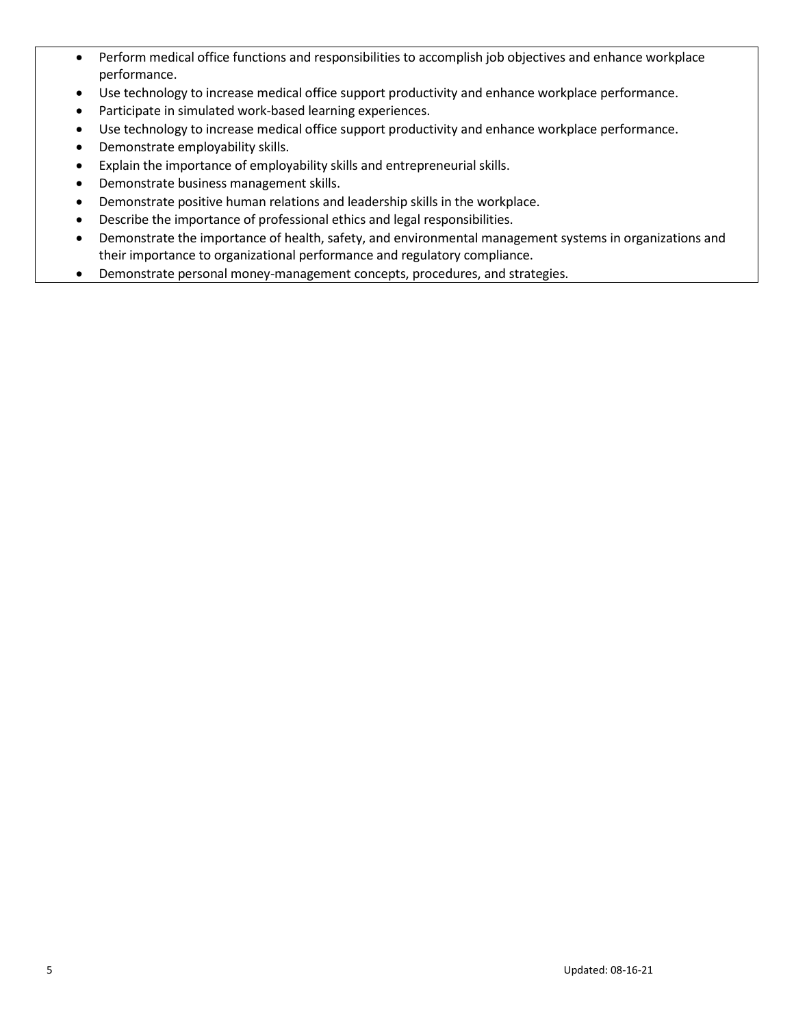- Perform medical office functions and responsibilities to accomplish job objectives and enhance workplace performance.
- Use technology to increase medical office support productivity and enhance workplace performance.
- Participate in simulated work-based learning experiences.
- Use technology to increase medical office support productivity and enhance workplace performance.
- Demonstrate employability skills.
- Explain the importance of employability skills and entrepreneurial skills.
- Demonstrate business management skills.
- Demonstrate positive human relations and leadership skills in the workplace.
- Describe the importance of professional ethics and legal responsibilities.
- Demonstrate the importance of health, safety, and environmental management systems in organizations and their importance to organizational performance and regulatory compliance.
- Demonstrate personal money-management concepts, procedures, and strategies.